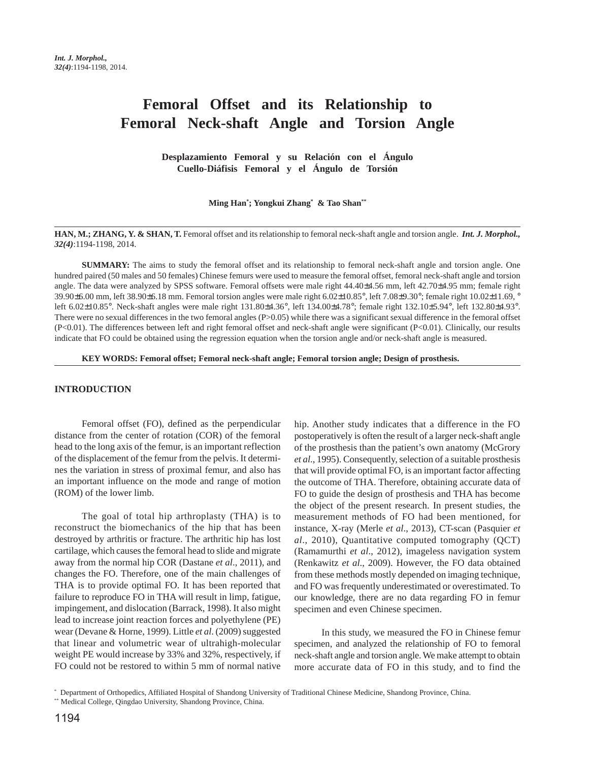# Femoral Offset and its Relationship to Femoral Neck-shaft Angle and Torsion Angle

## Desplazamiento Femoral y su Relación con el Ángulo Cuello-Diáfisis Femoral y el Ángulo de Torsión

**Ming Han[*]; Yongkui Zhang[*] & Tao Shan[**]**

---

**HAN, M.; ZHANG, Y. & SHAN, T.** Femoral offset and its relationship to femoral neck-shaft angle and torsion angle. ***Int. J. Morphol., 32(4)***:1194-1198, 2014.

**SUMMARY:** The aims to study the femoral offset and its relationship to femoral neck-shaft angle and torsion angle. One hundred paired (50 males and 50 females) Chinese femurs were used to measure the femoral offset, femoral neck-shaft angle and torsion angle. The data were analyzed by SPSS software. Femoral offsets were male right 44.40±4.56 mm, left 42.70±4.95 mm; female right 39.90±6.00 mm, left 38.90±6.18 mm. Femoral torsion angles were male right 6.02±10.85°, left 7.08±9.30°; female right 10.02±11.69, ° left 6.02±10.85°. Neck-shaft angles were male right 131.80±4.36°, left 134.00±4.78°; female right 132.10±5.94°, left 132.80±4.93°. There were no sexual differences in the two femoral angles (P>0.05) while there was a significant sexual difference in the femoral offset (P<0.01). The differences between left and right femoral offset and neck-shaft angle were significant (P<0.01). Clinically, our results indicate that FO could be obtained using the regression equation when the torsion angle and/or neck-shaft angle is measured.

**KEY WORDS: Femoral offset; Femoral neck-shaft angle; Femoral torsion angle; Design of prosthesis.**

---

## INTRODUCTION

Femoral offset (FO), defined as the perpendicular distance from the center of rotation (COR) of the femoral head to the long axis of the femur, is an important reflection of the displacement of the femur from the pelvis. It determines the variation in stress of proximal femur, and also has an important influence on the mode and range of motion (ROM) of the lower limb.

The goal of total hip arthroplasty (THA) is to reconstruct the biomechanics of the hip that has been destroyed by arthritis or fracture. The arthritic hip has lost cartilage, which causes the femoral head to slide and migrate away from the normal hip COR (Dastane *et al*., 2011), and changes the FO. Therefore, one of the main challenges of THA is to provide optimal FO. It has been reported that failure to reproduce FO in THA will result in limp, fatigue, impingement, and dislocation (Barrack, 1998). It also might lead to increase joint reaction forces and polyethylene (PE) wear (Devane & Horne, 1999). Little *et al*. (2009) suggested that linear and volumetric wear of ultrahigh-molecular weight PE would increase by 33% and 32%, respectively, if FO could not be restored to within 5 mm of normal native hip. Another study indicates that a difference in the FO postoperatively is often the result of a larger neck-shaft angle of the prosthesis than the patient's own anatomy (McGrory *et al*., 1995). Consequently, selection of a suitable prosthesis that will provide optimal FO, is an important factor affecting the outcome of THA. Therefore, obtaining accurate data of FO to guide the design of prosthesis and THA has become the object of the present research. In present studies, the measurement methods of FO had been mentioned, for instance, X-ray (Merle *et al*., 2013), CT-scan (Pasquier *et al*., 2010), Quantitative computed tomography (QCT) (Ramamurthi *et al*., 2012), imageless navigation system (Renkawitz *et al*., 2009). However, the FO data obtained from these methods mostly depended on imaging technique, and FO was frequently underestimated or overestimated. To our knowledge, there are no data regarding FO in femur specimen and even Chinese specimen.

In this study, we measured the FO in Chinese femur specimen, and analyzed the relationship of FO to femoral neck-shaft angle and torsion angle. We make attempt to obtain more accurate data of FO in this study, and to find the

---

[*] Department of Orthopedics, Affiliated Hospital of Shandong University of Traditional Chinese Medicine, Shandong Province, China.
[**] Medical College, Qingdao University, Shandong Province, China.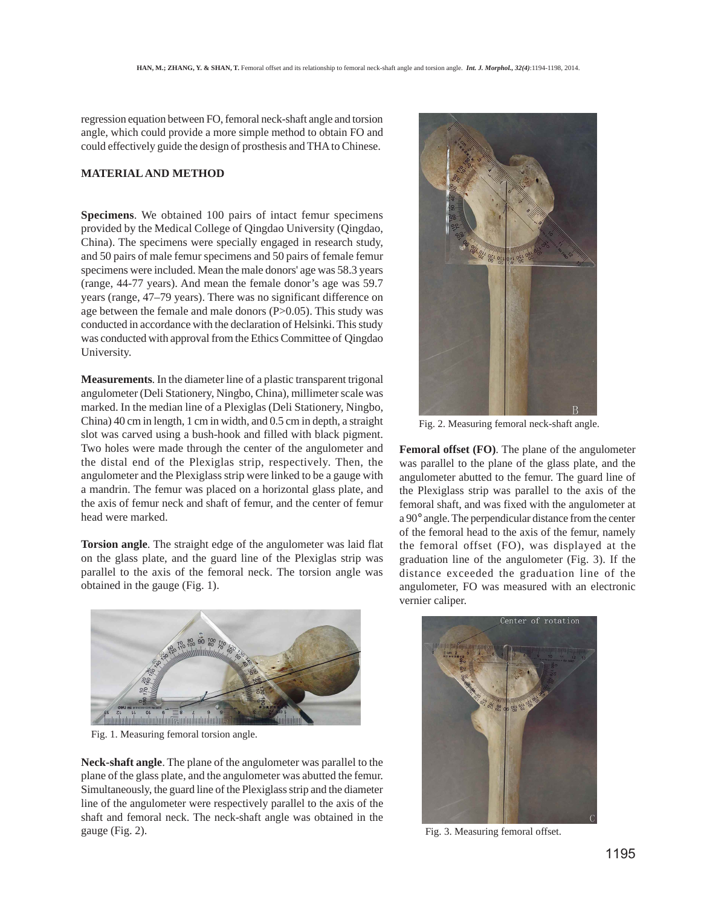regression equation between FO, femoral neck-shaft angle and torsion angle, which could provide a more simple method to obtain FO and could effectively guide the design of prosthesis and THA to Chinese.

## MATERIAL AND METHOD

**Specimens**. We obtained 100 pairs of intact femur specimens provided by the Medical College of Qingdao University (Qingdao, China). The specimens were specially engaged in research study, and 50 pairs of male femur specimens and 50 pairs of female femur specimens were included. Mean the male donors' age was 58.3 years (range, 44-77 years). And mean the female donor's age was 59.7 years (range, 47–79 years). There was no significant difference on age between the female and male donors (P>0.05). This study was conducted in accordance with the declaration of Helsinki. This study was conducted with approval from the Ethics Committee of Qingdao University.

**Measurements**. In the diameter line of a plastic transparent trigonal angulometer (Deli Stationery, Ningbo, China), millimeter scale was marked. In the median line of a Plexiglas (Deli Stationery, Ningbo, China) 40 cm in length, 1 cm in width, and 0.5 cm in depth, a straight slot was carved using a bush-hook and filled with black pigment. Two holes were made through the center of the angulometer and the distal end of the Plexiglas strip, respectively. Then, the angulometer and the Plexiglass strip were linked to be a gauge with a mandrin. The femur was placed on a horizontal glass plate, and the axis of femur neck and shaft of femur, and the center of femur head were marked.

**Torsion angle**. The straight edge of the angulometer was laid flat on the glass plate, and the guard line of the Plexiglas strip was parallel to the axis of the femoral neck. The torsion angle was obtained in the gauge (Fig. 1).

Fig. 1. Measuring femoral torsion angle.

**Neck-shaft angle**. The plane of the angulometer was parallel to the plane of the glass plate, and the angulometer was abutted the femur. Simultaneously, the guard line of the Plexiglass strip and the diameter line of the angulometer were respectively parallel to the axis of the shaft and femoral neck. The neck-shaft angle was obtained in the gauge (Fig. 2).

Fig. 2. Measuring femoral neck-shaft angle.

**Femoral offset (FO)**. The plane of the angulometer was parallel to the plane of the glass plate, and the angulometer abutted to the femur. The guard line of the Plexiglass strip was parallel to the axis of the femoral shaft, and was fixed with the angulometer at a 90° angle. The perpendicular distance from the center of the femoral head to the axis of the femur, namely the femoral offset (FO), was displayed at the graduation line of the angulometer (Fig. 3). If the distance exceeded the graduation line of the angulometer, FO was measured with an electronic vernier caliper.

Fig. 3. Measuring femoral offset.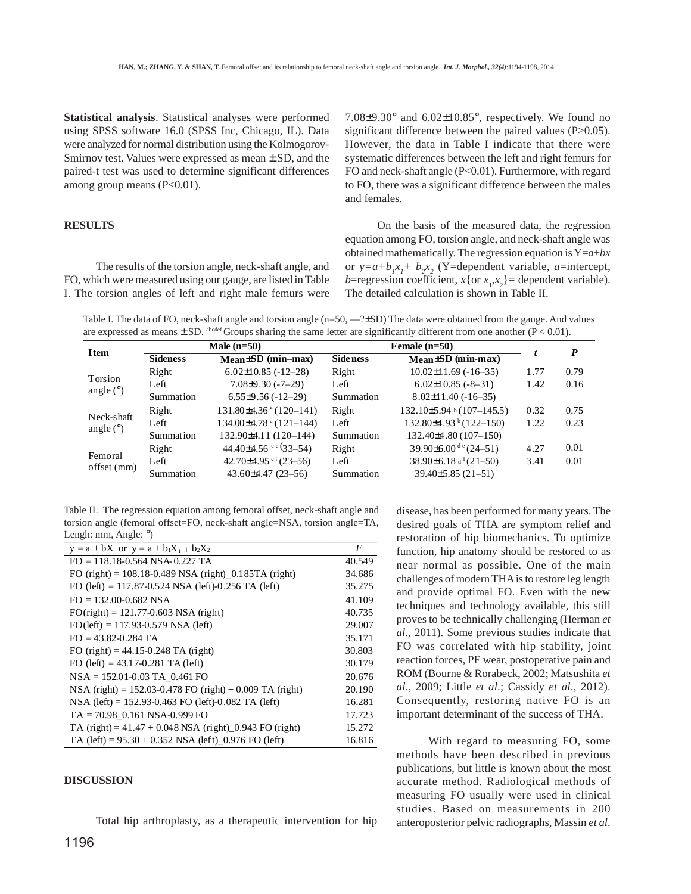**Statistical analysis**. Statistical analyses were performed using SPSS software 16.0 (SPSS Inc, Chicago, IL). Data were analyzed for normal distribution using the Kolmogorov-Smirnov test. Values were expressed as mean ± SD, and the paired-t test was used to determine significant differences among group means (P<0.01).

## RESULTS

The results of the torsion angle, neck-shaft angle, and FO, which were measured using our gauge, are listed in Table I. The torsion angles of left and right male femurs were 7.08±9.30° and 6.02±10.85°, respectively. We found no significant difference between the paired values (P>0.05). However, the data in Table I indicate that there were systematic differences between the left and right femurs for FO and neck-shaft angle (P<0.01). Furthermore, with regard to FO, there was a significant difference between the males and females.

On the basis of the measured data, the regression equation among FO, torsion angle, and neck-shaft angle was obtained mathematically. The regression equation is Y=*a*+*bx* or $y=a+b_1x_1+b_2x_2$ (Y=dependent variable, *a*=intercept, *b*=regression coefficient, *x*{or $x_1$,$x_2$}= dependent variable). The detailed calculation is shown in Table II.

Table I. The data of FO, neck-shaft angle and torsion angle (n=50, —?±SD) The data were obtained from the gauge. And values are expressed as means ± SD. [abcdef] Groups sharing the same letter are significantly different from one another (P < 0.01).

| Item | Male (n=50) | | Female (n=50) | | t | P |
|---|---|---|---|---|---|---|
| | Sideness | Mean±SD (min–max) | Sideness | Mean±SD (min-max) | | |
| Torsion angle (°) | Right | 6.02±10.85 (-12–28) | Right | 10.02±11.69 (-16–35) | 1.77 | 0.79 |
| | Left | 7.08±9.30 (-7–29) | Left | 6.02±10.85 (-8–31) | 1.42 | 0.16 |
| | Summation | 6.55±9.56 (-12–29) | Summation | 8.02±11.40 (-16–35) | | |
| Neck-shaft angle (°) | Right | 131.80±4.36 [a] (120–141) | Right | 132.10±5.94 [b] (107–145.5) | 0.32 | 0.75 |
| | Left | 134.00±4.78 [a] (121–144) | Left | 132.80±4.93 [b] (122–150) | 1.22 | 0.23 |
| | Summation | 132.90±4.11 (120–144) | Summation | 132.40±4.80 (107–150) | | |
| Femoral offset (mm) | Right | 44.40±4.56 [c e] (33–54) | Right | 39.90±6.00 [d e] (24–51) | 4.27 | 0.01 |
| | Left | 42.70±4.95 [c f] (23–56) | Left | 38.90±6.18 [d f] (21–50) | 3.41 | 0.01 |
| | Summation | 43.60±4.47 (23–56) | Summation | 39.40±5.85 (21–51) | | |

Table II. The regression equation among femoral offset, neck-shaft angle and torsion angle (femoral offset=FO, neck-shaft angle=NSA, torsion angle=TA, Lengh: mm, Angle: °)

| $y = a + bX$ or $y = a + b_1X_1 + b_2X_2$ | *F* |
|---|---|
| FO = 118.18-0.564 NSA-0.227 TA | 40.549 |
| FO (right) = 108.18-0.489 NSA (right)_0.185TA (right) | 34.686 |
| FO (left) = 117.87-0.524 NSA (left)-0.256 TA (left) | 35.275 |
| FO = 132.00-0.682 NSA | 41.109 |
| FO(right) = 121.77-0.603 NSA (right) | 40.735 |
| FO(left) = 117.93-0.579 NSA (left) | 29.007 |
| FO = 43.82-0.284 TA | 35.171 |
| FO (right) = 44.15-0.248 TA (right) | 30.803 |
| FO (left) = 43.17-0.281 TA (left) | 30.179 |
| NSA = 152.01-0.03 TA_0.461 FO | 20.676 |
| NSA (right) = 152.03-0.478 FO (right) + 0.009 TA (right) | 20.190 |
| NSA (left) = 152.93-0.463 FO (left)-0.082 TA (left) | 16.281 |
| TA = 70.98_0.161 NSA-0.999 FO | 17.723 |
| TA (right) = 41.47 + 0.048 NSA (right)_0.943 FO (right) | 15.272 |
| TA (left) = 95.30 + 0.352 NSA (left)_0.976 FO (left) | 16.816 |

## DISCUSSION

Total hip arthroplasty, as a therapeutic intervention for hip disease, has been performed for many years. The desired goals of THA are symptom relief and restoration of hip biomechanics. To optimize function, hip anatomy should be restored to as near normal as possible. One of the main challenges of modern THA is to restore leg length and provide optimal FO. Even with the new techniques and technology available, this still proves to be technically challenging (Herman *et al*., 2011). Some previous studies indicate that FO was correlated with hip stability, joint reaction forces, PE wear, postoperative pain and ROM (Bourne & Rorabeck, 2002; Matsushita *et al*., 2009; Little *et al*.; Cassidy *et al*., 2012). Consequently, restoring native FO is an important determinant of the success of THA.

With regard to measuring FO, some methods have been described in previous publications, but little is known about the most accurate method. Radiological methods of measuring FO usually were used in clinical studies. Based on measurements in 200 anteroposterior pelvic radiographs, Massin *et al*.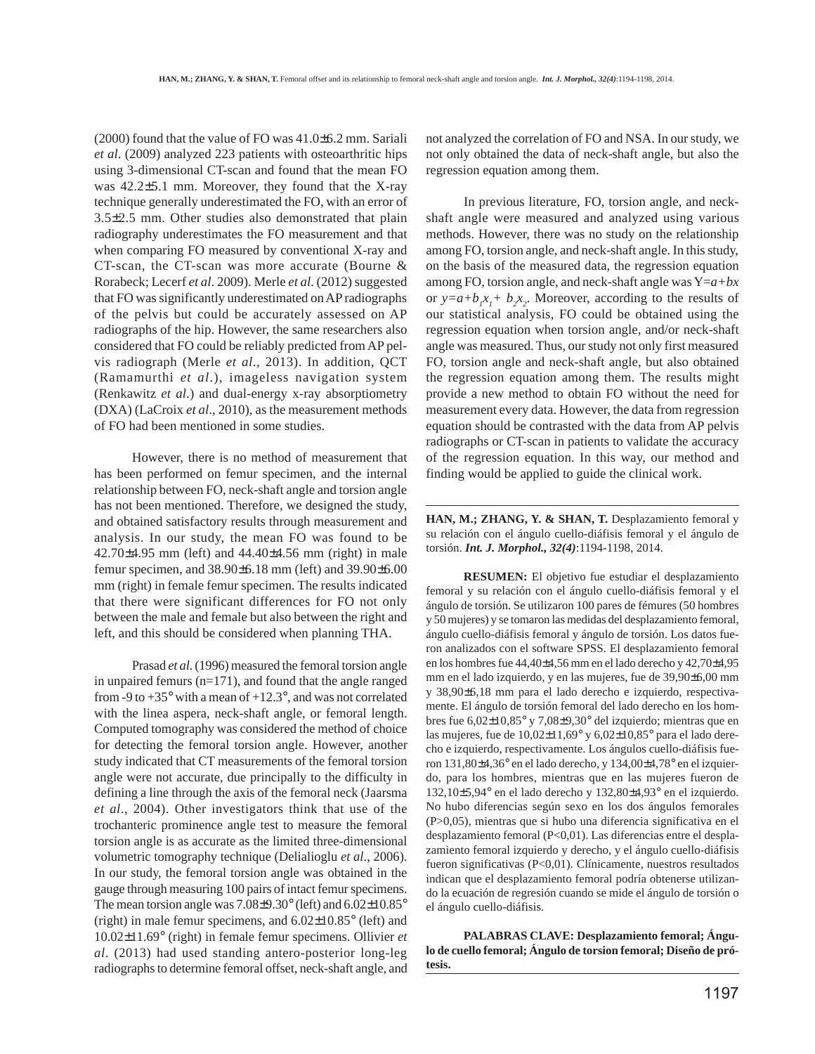(2000) found that the value of FO was 41.0±6.2 mm. Sariali *et al*. (2009) analyzed 223 patients with osteoarthritic hips using 3-dimensional CT-scan and found that the mean FO was 42.2±5.1 mm. Moreover, they found that the X-ray technique generally underestimated the FO, with an error of 3.5±2.5 mm. Other studies also demonstrated that plain radiography underestimates the FO measurement and that when comparing FO measured by conventional X-ray and CT-scan, the CT-scan was more accurate (Bourne & Rorabeck; Lecerf *et al*. 2009). Merle *et al*. (2012) suggested that FO was significantly underestimated on AP radiographs of the pelvis but could be accurately assessed on AP radiographs of the hip. However, the same researchers also considered that FO could be reliably predicted from AP pelvis radiograph (Merle *et al*., 2013). In addition, QCT (Ramamurthi *et al*.), imageless navigation system (Renkawitz *et al*.) and dual-energy x-ray absorptiometry (DXA) (LaCroix *et al*., 2010), as the measurement methods of FO had been mentioned in some studies.

However, there is no method of measurement that has been performed on femur specimen, and the internal relationship between FO, neck-shaft angle and torsion angle has not been mentioned. Therefore, we designed the study, and obtained satisfactory results through measurement and analysis. In our study, the mean FO was found to be 42.70±4.95 mm (left) and 44.40±4.56 mm (right) in male femur specimen, and 38.90±6.18 mm (left) and 39.90±6.00 mm (right) in female femur specimen. The results indicated that there were significant differences for FO not only between the male and female but also between the right and left, and this should be considered when planning THA.

Prasad *et al.* (1996) measured the femoral torsion angle in unpaired femurs (n=171), and found that the angle ranged from -9 to +35° with a mean of +12.3°, and was not correlated with the linea aspera, neck-shaft angle, or femoral length. Computed tomography was considered the method of choice for detecting the femoral torsion angle. However, another study indicated that CT measurements of the femoral torsion angle were not accurate, due principally to the difficulty in defining a line through the axis of the femoral neck (Jaarsma *et al*., 2004). Other investigators think that use of the trochanteric prominence angle test to measure the femoral torsion angle is as accurate as the limited three-dimensional volumetric tomography technique (Delialioglu *et al*., 2006). In our study, the femoral torsion angle was obtained in the gauge through measuring 100 pairs of intact femur specimens. The mean torsion angle was 7.08±9.30° (left) and 6.02±10.85° (right) in male femur specimens, and 6.02±10.85° (left) and 10.02±11.69° (right) in female femur specimens. Ollivier *et al*. (2013) had used standing antero-posterior long-leg radiographs to determine femoral offset, neck-shaft angle, and not analyzed the correlation of FO and NSA. In our study, we not only obtained the data of neck-shaft angle, but also the regression equation among them.

In previous literature, FO, torsion angle, and neck-shaft angle were measured and analyzed using various methods. However, there was no study on the relationship among FO, torsion angle, and neck-shaft angle. In this study, on the basis of the measured data, the regression equation among FO, torsion angle, and neck-shaft angle was $Y=a+bx$ or $y=a+b_1x_1+b_2x_2$. Moreover, according to the results of our statistical analysis, FO could be obtained using the regression equation when torsion angle, and/or neck-shaft angle was measured. Thus, our study not only first measured FO, torsion angle and neck-shaft angle, but also obtained the regression equation among them. The results might provide a new method to obtain FO without the need for measurement every data. However, the data from regression equation should be contrasted with the data from AP pelvis radiographs or CT-scan in patients to validate the accuracy of the regression equation. In this way, our method and finding would be applied to guide the clinical work.

---

**HAN, M.; ZHANG, Y. & SHAN, T.** Desplazamiento femoral y su relación con el ángulo cuello-diáfisis femoral y el ángulo de torsión. ***Int. J. Morphol., 32(4)***:1194-1198, 2014.

**RESUMEN:** El objetivo fue estudiar el desplazamiento femoral y su relación con el ángulo cuello-diáfisis femoral y el ángulo de torsión. Se utilizaron 100 pares de fémures (50 hombres y 50 mujeres) y se tomaron las medidas del desplazamiento femoral, ángulo cuello-diáfisis femoral y ángulo de torsión. Los datos fueron analizados con el software SPSS. El desplazamiento femoral en los hombres fue 44,40±4,56 mm en el lado derecho y 42,70±4,95 mm en el lado izquierdo, y en las mujeres, fue de 39,90±6,00 mm y 38,90±6,18 mm para el lado derecho e izquierdo, respectivamente. El ángulo de torsión femoral del lado derecho en los hombres fue 6,02±10,85° y 7,08±9,30° del izquierdo; mientras que en las mujeres, fue de 10,02±11,69° y 6,02±10,85° para el lado derecho e izquierdo, respectivamente. Los ángulos cuello-diáfisis fueron 131,80±4,36° en el lado derecho, y 134,00±4,78° en el izquierdo, para los hombres, mientras que en las mujeres fueron de 132,10±5,94° en el lado derecho y 132,80±4,93° en el izquierdo. No hubo diferencias según sexo en los dos ángulos femorales (P>0,05), mientras que si hubo una diferencia significativa en el desplazamiento femoral (P<0,01). Las diferencias entre el desplazamiento femoral izquierdo y derecho, y el ángulo cuello-diáfisis fueron significativas (P<0,01). Clínicamente, nuestros resultados indican que el desplazamiento femoral podría obtenerse utilizando la ecuación de regresión cuando se mide el ángulo de torsión o el ángulo cuello-diáfisis.

**PALABRAS CLAVE: Desplazamiento femoral; Ángulo de cuello femoral; Ángulo de torsion femoral; Diseño de prótesis.**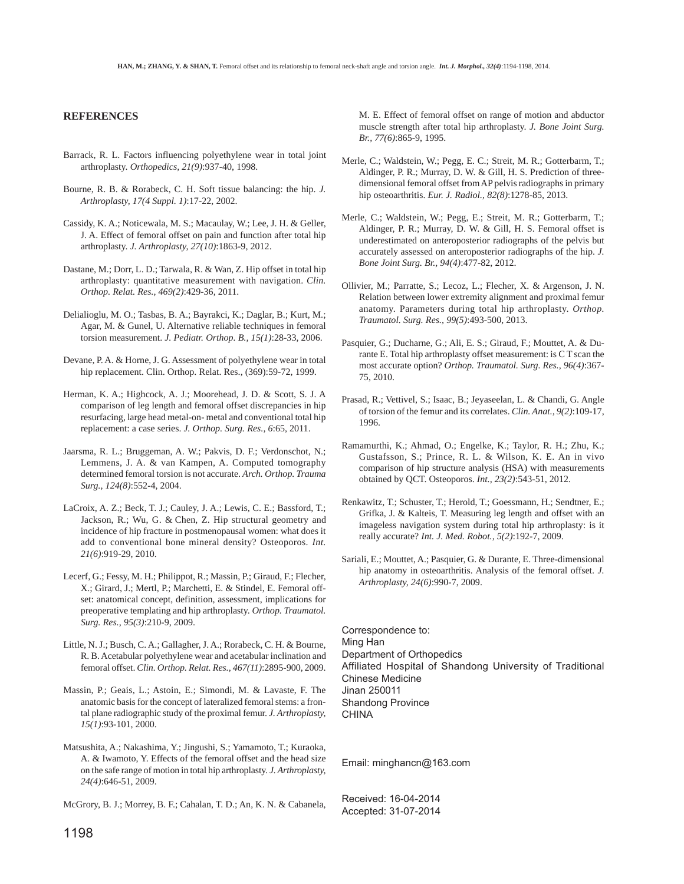## REFERENCES

Barrack, R. L. Factors influencing polyethylene wear in total joint arthroplasty. *Orthopedics, 21(9)*:937-40, 1998.

Bourne, R. B. & Rorabeck, C. H. Soft tissue balancing: the hip. *J. Arthroplasty, 17(4 Suppl. 1)*:17-22, 2002.

Cassidy, K. A.; Noticewala, M. S.; Macaulay, W.; Lee, J. H. & Geller, J. A. Effect of femoral offset on pain and function after total hip arthroplasty. *J. Arthroplasty, 27(10)*:1863-9, 2012.

Dastane, M.; Dorr, L. D.; Tarwala, R. & Wan, Z. Hip offset in total hip arthroplasty: quantitative measurement with navigation. *Clin. Orthop. Relat. Res., 469(2)*:429-36, 2011.

Delialioglu, M. O.; Tasbas, B. A.; Bayrakci, K.; Daglar, B.; Kurt, M.; Agar, M. & Gunel, U. Alternative reliable techniques in femoral torsion measurement. *J. Pediatr. Orthop. B., 15(1)*:28-33, 2006.

Devane, P. A. & Horne, J. G. Assessment of polyethylene wear in total hip replacement. Clin. Orthop. Relat. Res., (369):59-72, 1999.

Herman, K. A.; Highcock, A. J.; Moorehead, J. D. & Scott, S. J. A comparison of leg length and femoral offset discrepancies in hip resurfacing, large head metal-on- metal and conventional total hip replacement: a case series. *J. Orthop. Surg. Res., 6*:65, 2011.

Jaarsma, R. L.; Bruggeman, A. W.; Pakvis, D. F.; Verdonschot, N.; Lemmens, J. A. & van Kampen, A. Computed tomography determined femoral torsion is not accurate. *Arch. Orthop. Trauma Surg., 124(8)*:552-4, 2004.

LaCroix, A. Z.; Beck, T. J.; Cauley, J. A.; Lewis, C. E.; Bassford, T.; Jackson, R.; Wu, G. & Chen, Z. Hip structural geometry and incidence of hip fracture in postmenopausal women: what does it add to conventional bone mineral density? Osteoporos. *Int. 21(6)*:919-29, 2010.

Lecerf, G.; Fessy, M. H.; Philippot, R.; Massin, P.; Giraud, F.; Flecher, X.; Girard, J.; Mertl, P.; Marchetti, E. & Stindel, E. Femoral offset: anatomical concept, definition, assessment, implications for preoperative templating and hip arthroplasty. *Orthop. Traumatol. Surg. Res., 95(3)*:210-9, 2009.

Little, N. J.; Busch, C. A.; Gallagher, J. A.; Rorabeck, C. H. & Bourne, R. B. Acetabular polyethylene wear and acetabular inclination and femoral offset. *Clin. Orthop. Relat. Res., 467(11)*:2895-900, 2009.

Massin, P.; Geais, L.; Astoin, E.; Simondi, M. & Lavaste, F. The anatomic basis for the concept of lateralized femoral stems: a frontal plane radiographic study of the proximal femur. *J. Arthroplasty, 15(1)*:93-101, 2000.

Matsushita, A.; Nakashima, Y.; Jingushi, S.; Yamamoto, T.; Kuraoka, A. & Iwamoto, Y. Effects of the femoral offset and the head size on the safe range of motion in total hip arthroplasty. *J. Arthroplasty, 24(4)*:646-51, 2009.

McGrory, B. J.; Morrey, B. F.; Cahalan, T. D.; An, K. N. & Cabanela, M. E. Effect of femoral offset on range of motion and abductor muscle strength after total hip arthroplasty. *J. Bone Joint Surg. Br., 77(6)*:865-9, 1995.

Merle, C.; Waldstein, W.; Pegg, E. C.; Streit, M. R.; Gotterbarm, T.; Aldinger, P. R.; Murray, D. W. & Gill, H. S. Prediction of three-dimensional femoral offset from AP pelvis radiographs in primary hip osteoarthritis. *Eur. J. Radiol., 82(8)*:1278-85, 2013.

Merle, C.; Waldstein, W.; Pegg, E.; Streit, M. R.; Gotterbarm, T.; Aldinger, P. R.; Murray, D. W. & Gill, H. S. Femoral offset is underestimated on anteroposterior radiographs of the pelvis but accurately assessed on anteroposterior radiographs of the hip. *J. Bone Joint Surg. Br., 94(4)*:477-82, 2012.

Ollivier, M.; Parratte, S.; Lecoz, L.; Flecher, X. & Argenson, J. N. Relation between lower extremity alignment and proximal femur anatomy. Parameters during total hip arthroplasty. *Orthop. Traumatol. Surg. Res., 99(5)*:493-500, 2013.

Pasquier, G.; Ducharne, G.; Ali, E. S.; Giraud, F.; Mouttet, A. & Durante E. Total hip arthroplasty offset measurement: is C T scan the most accurate option? *Orthop. Traumatol. Surg. Res., 96(4)*:367-75, 2010.

Prasad, R.; Vettivel, S.; Isaac, B.; Jeyaseelan, L. & Chandi, G. Angle of torsion of the femur and its correlates. *Clin. Anat., 9(2)*:109-17, 1996.

Ramamurthi, K.; Ahmad, O.; Engelke, K.; Taylor, R. H.; Zhu, K.; Gustafsson, S.; Prince, R. L. & Wilson, K. E. An in vivo comparison of hip structure analysis (HSA) with measurements obtained by QCT. Osteoporos. *Int., 23(2)*:543-51, 2012.

Renkawitz, T.; Schuster, T.; Herold, T.; Goessmann, H.; Sendtner, E.; Grifka, J. & Kalteis, T. Measuring leg length and offset with an imageless navigation system during total hip arthroplasty: is it really accurate? *Int. J. Med. Robot., 5(2)*:192-7, 2009.

Sariali, E.; Mouttet, A.; Pasquier, G. & Durante, E. Three-dimensional hip anatomy in osteoarthritis. Analysis of the femoral offset. *J. Arthroplasty, 24(6)*:990-7, 2009.

Correspondence to:
Ming Han
Department of Orthopedics
Affiliated Hospital of Shandong University of Traditional Chinese Medicine
Jinan 250011
Shandong Province
CHINA

Email: minghancn@163.com

Received: 16-04-2014
Accepted: 31-07-2014